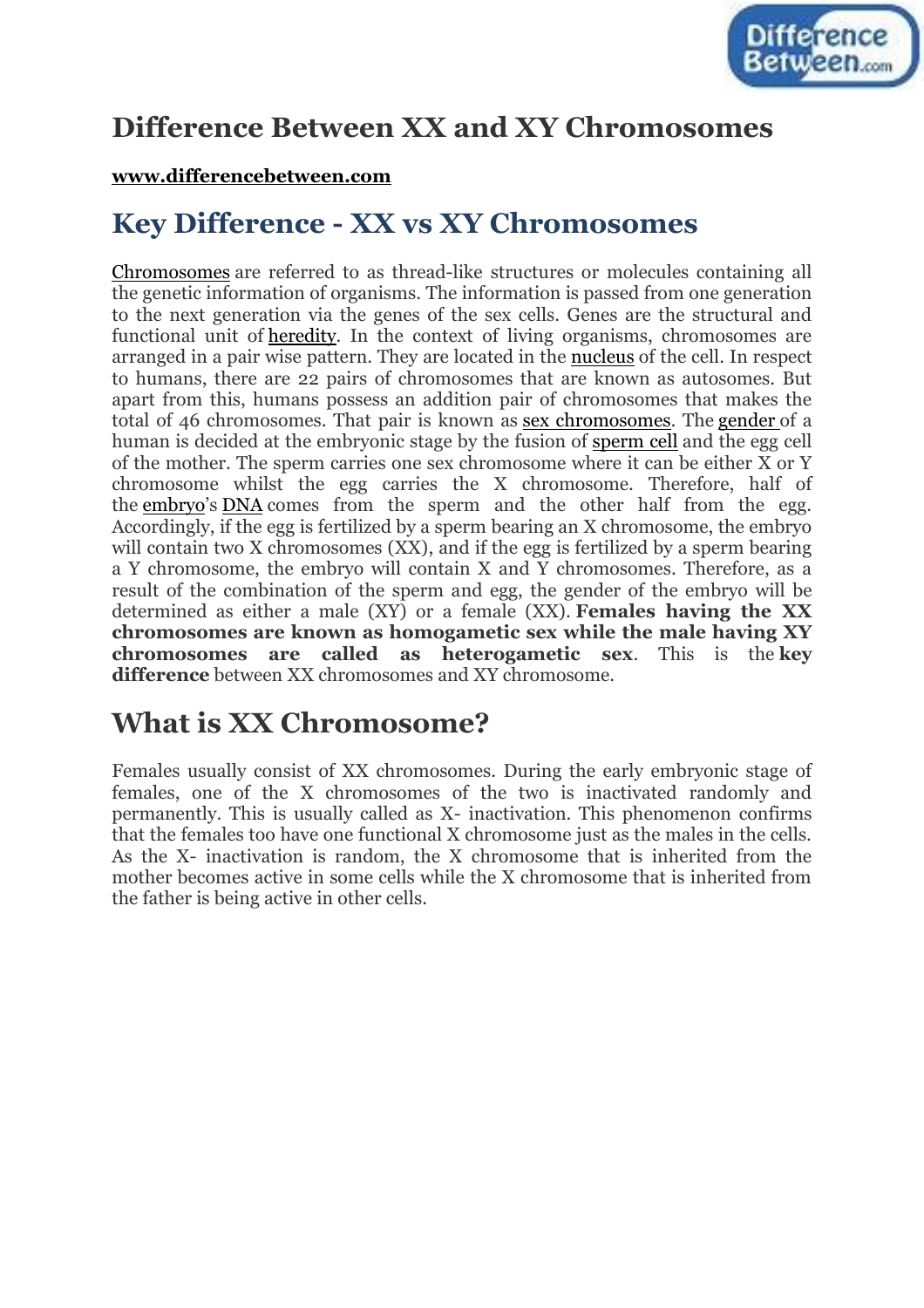# Difference Between XX and XY Chromosomes

**www.differencebetween.com**

## Key Difference - XX vs XY Chromosomes

Chromosomes are referred to as thread-like structures or molecules containing all the genetic information of organisms. The information is passed from one generation to the next generation via the genes of the sex cells. Genes are the structural and functional unit of heredity. In the context of living organisms, chromosomes are arranged in a pair wise pattern. They are located in the nucleus of the cell. In respect to humans, there are 22 pairs of chromosomes that are known as autosomes. But apart from this, humans possess an addition pair of chromosomes that makes the total of 46 chromosomes. That pair is known as sex chromosomes. The gender of a human is decided at the embryonic stage by the fusion of sperm cell and the egg cell of the mother. The sperm carries one sex chromosome where it can be either X or Y chromosome whilst the egg carries the X chromosome. Therefore, half of the embryo's DNA comes from the sperm and the other half from the egg. Accordingly, if the egg is fertilized by a sperm bearing an X chromosome, the embryo will contain two X chromosomes (XX), and if the egg is fertilized by a sperm bearing a Y chromosome, the embryo will contain X and Y chromosomes. Therefore, as a result of the combination of the sperm and egg, the gender of the embryo will be determined as either a male (XY) or a female (XX). **Females having the XX chromosomes are known as homogametic sex while the male having XY chromosomes are called as heterogametic sex**. This is the **key difference** between XX chromosomes and XY chromosome.

## What is XX Chromosome?

Females usually consist of XX chromosomes. During the early embryonic stage of females, one of the X chromosomes of the two is inactivated randomly and permanently. This is usually called as X- inactivation. This phenomenon confirms that the females too have one functional X chromosome just as the males in the cells. As the X- inactivation is random, the X chromosome that is inherited from the mother becomes active in some cells while the X chromosome that is inherited from the father is being active in other cells.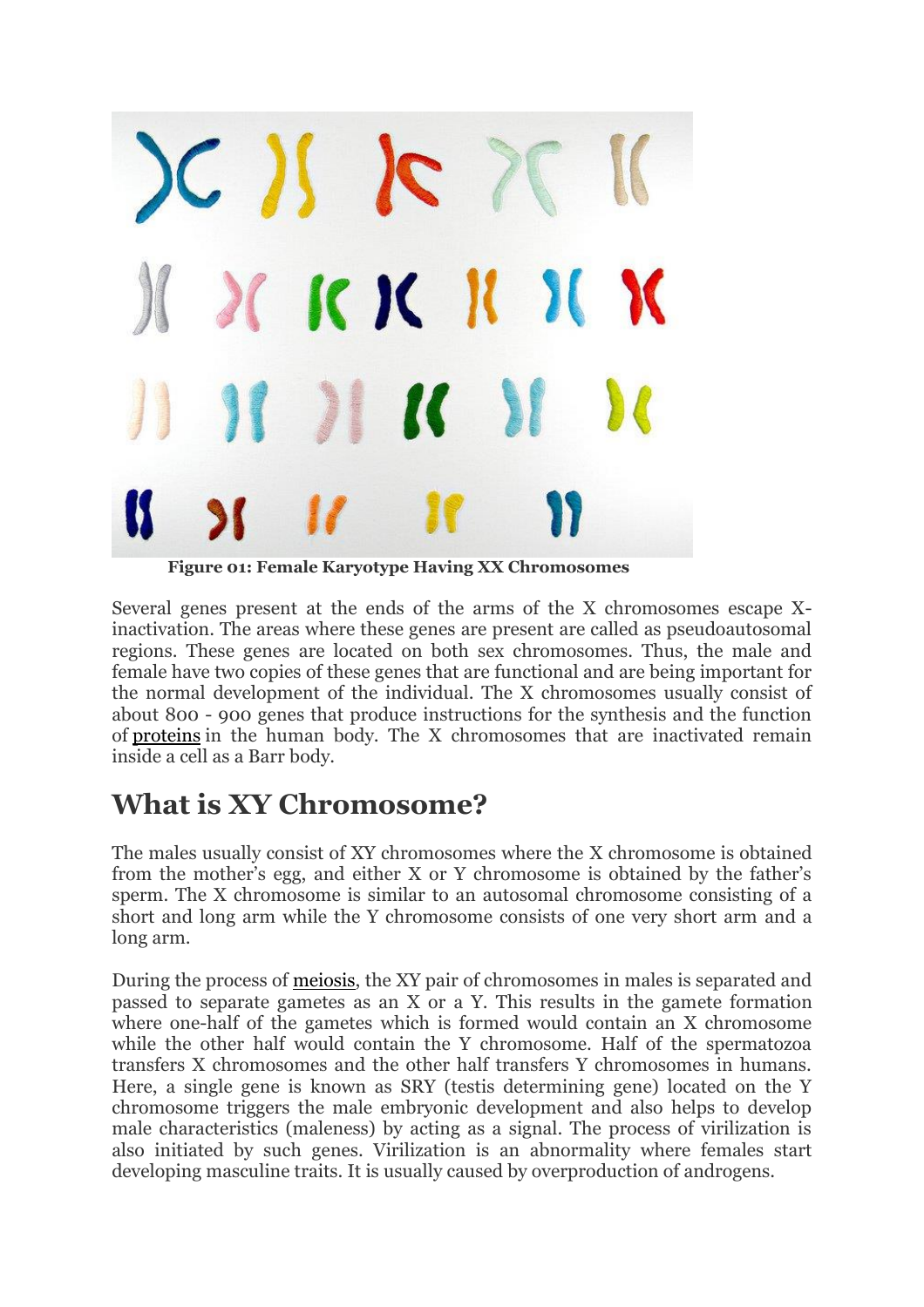**Figure 01: Female Karyotype Having XX Chromosomes**

Several genes present at the ends of the arms of the X chromosomes escape X-inactivation. The areas where these genes are present are called as pseudoautosomal regions. These genes are located on both sex chromosomes. Thus, the male and female have two copies of these genes that are functional and are being important for the normal development of the individual. The X chromosomes usually consist of about 800 - 900 genes that produce instructions for the synthesis and the function of proteins in the human body. The X chromosomes that are inactivated remain inside a cell as a Barr body.

## What is XY Chromosome?

The males usually consist of XY chromosomes where the X chromosome is obtained from the mother's egg, and either X or Y chromosome is obtained by the father's sperm. The X chromosome is similar to an autosomal chromosome consisting of a short and long arm while the Y chromosome consists of one very short arm and a long arm.

During the process of meiosis, the XY pair of chromosomes in males is separated and passed to separate gametes as an X or a Y. This results in the gamete formation where one-half of the gametes which is formed would contain an X chromosome while the other half would contain the Y chromosome. Half of the spermatozoa transfers X chromosomes and the other half transfers Y chromosomes in humans. Here, a single gene is known as SRY (testis determining gene) located on the Y chromosome triggers the male embryonic development and also helps to develop male characteristics (maleness) by acting as a signal. The process of virilization is also initiated by such genes. Virilization is an abnormality where females start developing masculine traits. It is usually caused by overproduction of androgens.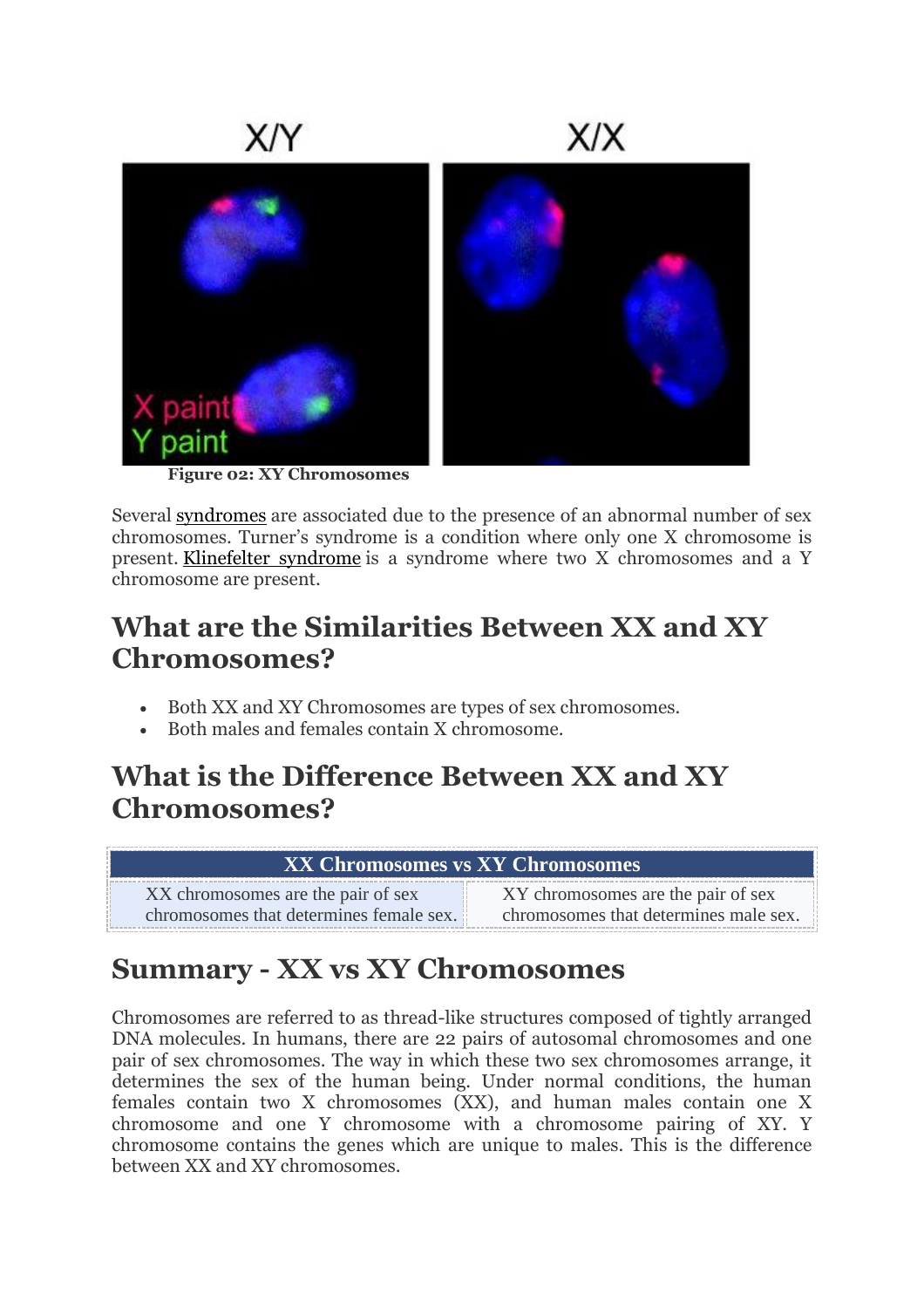Figure 02: XY Chromosomes

Several syndromes are associated due to the presence of an abnormal number of sex chromosomes. Turner's syndrome is a condition where only one X chromosome is present. Klinefelter syndrome is a syndrome where two X chromosomes and a Y chromosome are present.

## What are the Similarities Between XX and XY Chromosomes?

- Both XX and XY Chromosomes are types of sex chromosomes.
- Both males and females contain X chromosome.

## What is the Difference Between XX and XY Chromosomes?

| XX Chromosomes vs XY Chromosomes | |
|---|---|
| XX chromosomes are the pair of sex chromosomes that determines female sex. | XY chromosomes are the pair of sex chromosomes that determines male sex. |

## Summary - XX vs XY Chromosomes

Chromosomes are referred to as thread-like structures composed of tightly arranged DNA molecules. In humans, there are 22 pairs of autosomal chromosomes and one pair of sex chromosomes. The way in which these two sex chromosomes arrange, it determines the sex of the human being. Under normal conditions, the human females contain two X chromosomes (XX), and human males contain one X chromosome and one Y chromosome with a chromosome pairing of XY. Y chromosome contains the genes which are unique to males. This is the difference between XX and XY chromosomes.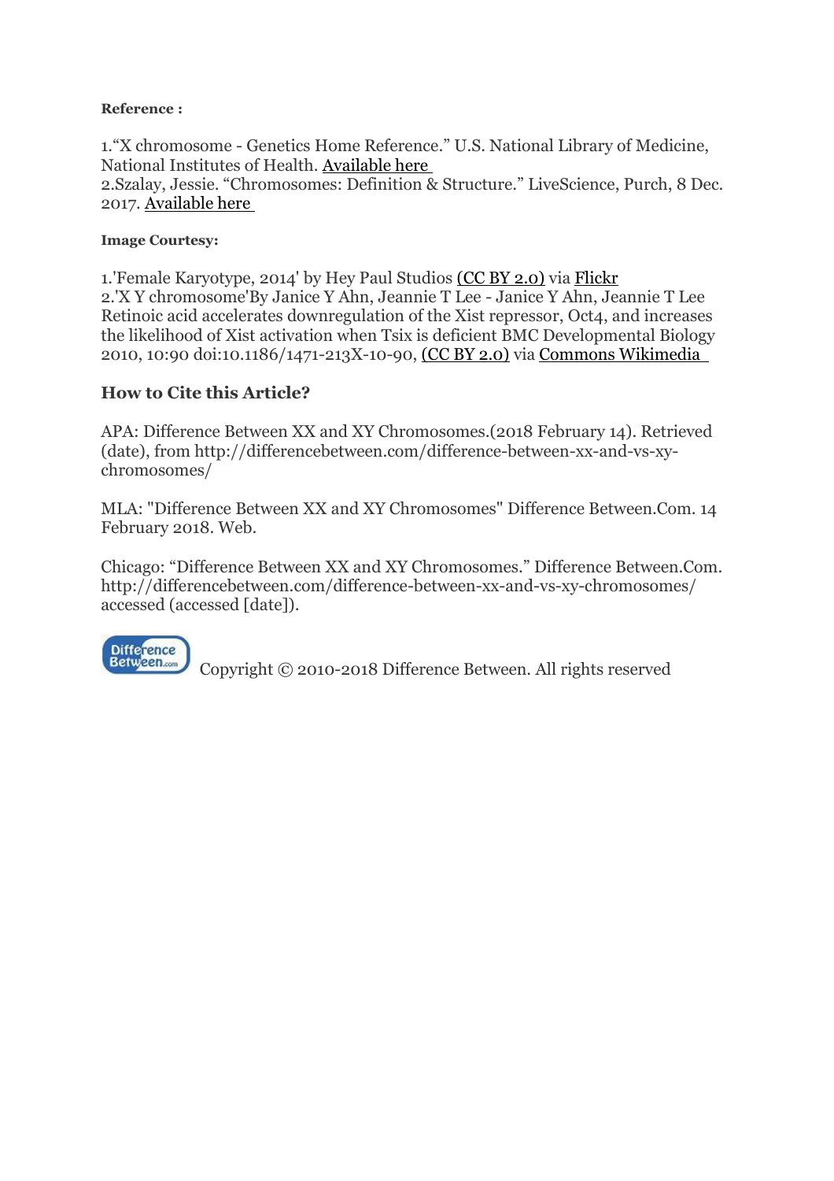**Reference :**

1.“X chromosome - Genetics Home Reference.” U.S. National Library of Medicine, National Institutes of Health. Available here
2.Szalay, Jessie. “Chromosomes: Definition & Structure.” LiveScience, Purch, 8 Dec. 2017. Available here

**Image Courtesy:**

1.'Female Karyotype, 2014' by Hey Paul Studios (CC BY 2.0) via Flickr
2.'X Y chromosome'By Janice Y Ahn, Jeannie T Lee - Janice Y Ahn, Jeannie T Lee Retinoic acid accelerates downregulation of the Xist repressor, Oct4, and increases the likelihood of Xist activation when Tsix is deficient BMC Developmental Biology 2010, 10:90 doi:10.1186/1471-213X-10-90, (CC BY 2.0) via Commons Wikimedia

## How to Cite this Article?

APA: Difference Between XX and XY Chromosomes.(2018 February 14). Retrieved (date), from http://differencebetween.com/difference-between-xx-and-vs-xy-chromosomes/

MLA: "Difference Between XX and XY Chromosomes" Difference Between.Com. 14 February 2018. Web.

Chicago: “Difference Between XX and XY Chromosomes.” Difference Between.Com. http://differencebetween.com/difference-between-xx-and-vs-xy-chromosomes/ accessed (accessed [date]).

Copyright © 2010-2018 Difference Between. All rights reserved